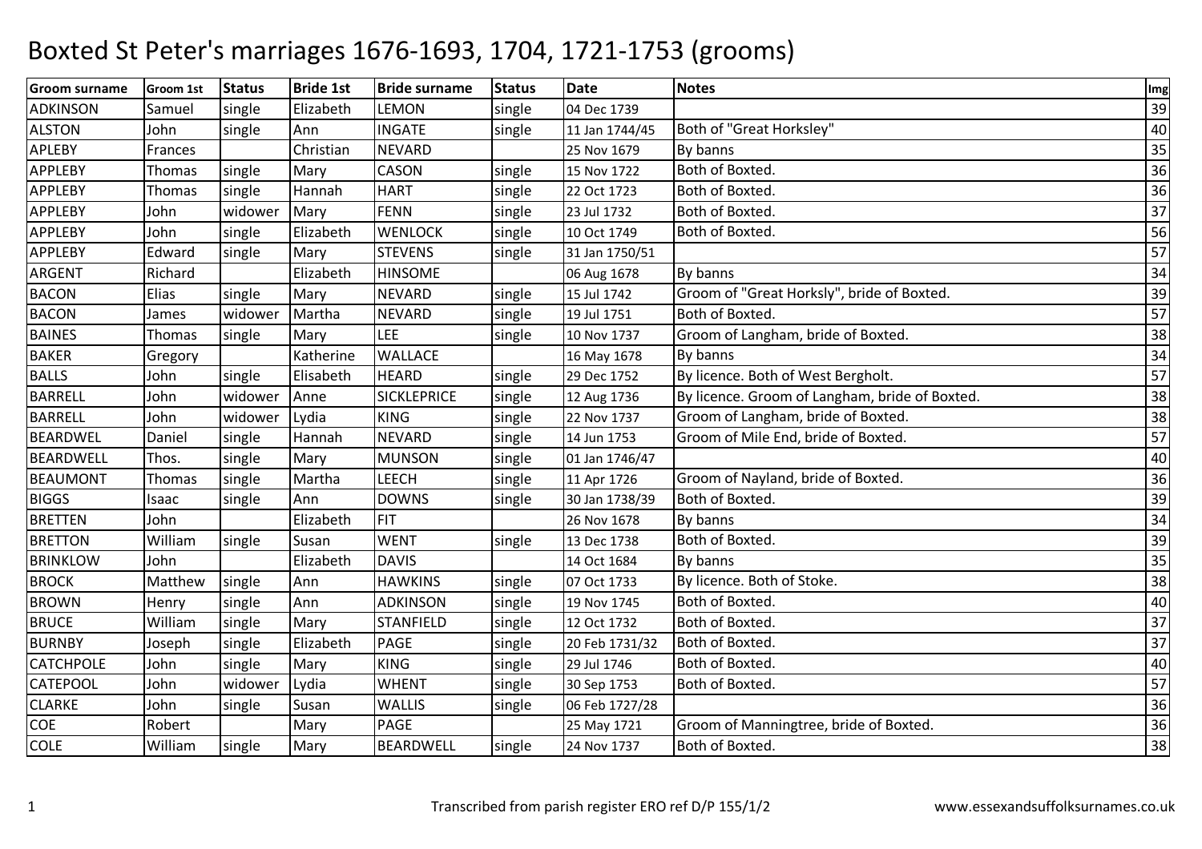# Boxted St Peter's marriages 1676-1693, 1704, 1721-1753 (grooms)

| Groom surname | Groom 1st | Status | Bride 1st | Bride surname | Status | Date | Notes | Img |
|---|---|---|---|---|---|---|---|---|
| ADKINSON | Samuel | single | Elizabeth | LEMON | single | 04 Dec 1739 | | 39 |
| ALSTON | John | single | Ann | INGATE | single | 11 Jan 1744/45 | Both of "Great Horksley" | 40 |
| APLEBY | Frances | | Christian | NEVARD | | 25 Nov 1679 | By banns | 35 |
| APPLEBY | Thomas | single | Mary | CASON | single | 15 Nov 1722 | Both of Boxted. | 36 |
| APPLEBY | Thomas | single | Hannah | HART | single | 22 Oct 1723 | Both of Boxted. | 36 |
| APPLEBY | John | widower | Mary | FENN | single | 23 Jul 1732 | Both of Boxted. | 37 |
| APPLEBY | John | single | Elizabeth | WENLOCK | single | 10 Oct 1749 | Both of Boxted. | 56 |
| APPLEBY | Edward | single | Mary | STEVENS | single | 31 Jan 1750/51 | | 57 |
| ARGENT | Richard | | Elizabeth | HINSOME | | 06 Aug 1678 | By banns | 34 |
| BACON | Elias | single | Mary | NEVARD | single | 15 Jul 1742 | Groom of "Great Horksly", bride of Boxted. | 39 |
| BACON | James | widower | Martha | NEVARD | single | 19 Jul 1751 | Both of Boxted. | 57 |
| BAINES | Thomas | single | Mary | LEE | single | 10 Nov 1737 | Groom of Langham, bride of Boxted. | 38 |
| BAKER | Gregory | | Katherine | WALLACE | | 16 May 1678 | By banns | 34 |
| BALLS | John | single | Elisabeth | HEARD | single | 29 Dec 1752 | By licence. Both of West Bergholt. | 57 |
| BARRELL | John | widower | Anne | SICKLEPRICE | single | 12 Aug 1736 | By licence. Groom of Langham, bride of Boxted. | 38 |
| BARRELL | John | widower | Lydia | KING | single | 22 Nov 1737 | Groom of Langham, bride of Boxted. | 38 |
| BEARDWEL | Daniel | single | Hannah | NEVARD | single | 14 Jun 1753 | Groom of Mile End, bride of Boxted. | 57 |
| BEARDWELL | Thos. | single | Mary | MUNSON | single | 01 Jan 1746/47 | | 40 |
| BEAUMONT | Thomas | single | Martha | LEECH | single | 11 Apr 1726 | Groom of Nayland, bride of Boxted. | 36 |
| BIGGS | Isaac | single | Ann | DOWNS | single | 30 Jan 1738/39 | Both of Boxted. | 39 |
| BRETTEN | John | | Elizabeth | FIT | | 26 Nov 1678 | By banns | 34 |
| BRETTON | William | single | Susan | WENT | single | 13 Dec 1738 | Both of Boxted. | 39 |
| BRINKLOW | John | | Elizabeth | DAVIS | | 14 Oct 1684 | By banns | 35 |
| BROCK | Matthew | single | Ann | HAWKINS | single | 07 Oct 1733 | By licence. Both of Stoke. | 38 |
| BROWN | Henry | single | Ann | ADKINSON | single | 19 Nov 1745 | Both of Boxted. | 40 |
| BRUCE | William | single | Mary | STANFIELD | single | 12 Oct 1732 | Both of Boxted. | 37 |
| BURNBY | Joseph | single | Elizabeth | PAGE | single | 20 Feb 1731/32 | Both of Boxted. | 37 |
| CATCHPOLE | John | single | Mary | KING | single | 29 Jul 1746 | Both of Boxted. | 40 |
| CATEPOOL | John | widower | Lydia | WHENT | single | 30 Sep 1753 | Both of Boxted. | 57 |
| CLARKE | John | single | Susan | WALLIS | single | 06 Feb 1727/28 | | 36 |
| COE | Robert | | Mary | PAGE | | 25 May 1721 | Groom of Manningtree, bride of Boxted. | 36 |
| COLE | William | single | Mary | BEARDWELL | single | 24 Nov 1737 | Both of Boxted. | 38 |

Transcribed from parish register ERO ref D/P 155/1/2

www.essexandsuffolksurnames.co.uk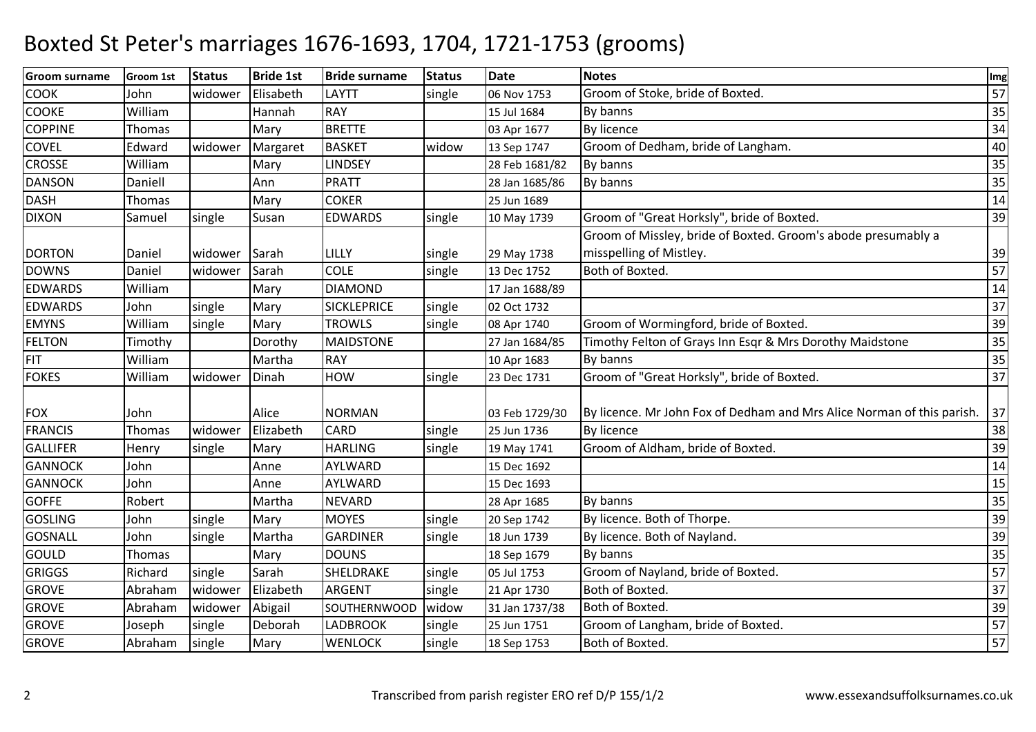# Boxted St Peter's marriages 1676-1693, 1704, 1721-1753 (grooms)

| Groom surname | Groom 1st | Status | Bride 1st | Bride surname | Status | Date | Notes | Img |
|---|---|---|---|---|---|---|---|---|
| COOK | John | widower | Elisabeth | LAYTT | single | 06 Nov 1753 | Groom of Stoke, bride of Boxted. | 57 |
| COOKE | William | | Hannah | RAY | | 15 Jul 1684 | By banns | 35 |
| COPPINE | Thomas | | Mary | BRETTE | | 03 Apr 1677 | By licence | 34 |
| COVEL | Edward | widower | Margaret | BASKET | widow | 13 Sep 1747 | Groom of Dedham, bride of Langham. | 40 |
| CROSSE | William | | Mary | LINDSEY | | 28 Feb 1681/82 | By banns | 35 |
| DANSON | Daniell | | Ann | PRATT | | 28 Jan 1685/86 | By banns | 35 |
| DASH | Thomas | | Mary | COKER | | 25 Jun 1689 | | 14 |
| DIXON | Samuel | single | Susan | EDWARDS | single | 10 May 1739 | Groom of "Great Horksly", bride of Boxted. | 39 |
| DORTON | Daniel | widower | Sarah | LILLY | single | 29 May 1738 | Groom of Missley, bride of Boxted. Groom's abode presumably a misspelling of Mistley. | 39 |
| DOWNS | Daniel | widower | Sarah | COLE | single | 13 Dec 1752 | Both of Boxted. | 57 |
| EDWARDS | William | | Mary | DIAMOND | | 17 Jan 1688/89 | | 14 |
| EDWARDS | John | single | Mary | SICKLEPRICE | single | 02 Oct 1732 | | 37 |
| EMYNS | William | single | Mary | TROWLS | single | 08 Apr 1740 | Groom of Wormingford, bride of Boxted. | 39 |
| FELTON | Timothy | | Dorothy | MAIDSTONE | | 27 Jan 1684/85 | Timothy Felton of Grays Inn Esqr & Mrs Dorothy Maidstone | 35 |
| FIT | William | | Martha | RAY | | 10 Apr 1683 | By banns | 35 |
| FOKES | William | widower | Dinah | HOW | single | 23 Dec 1731 | Groom of "Great Horksly", bride of Boxted. | 37 |
| FOX | John | | Alice | NORMAN | | 03 Feb 1729/30 | By licence. Mr John Fox of Dedham and Mrs Alice Norman of this parish. | 37 |
| FRANCIS | Thomas | widower | Elizabeth | CARD | single | 25 Jun 1736 | By licence | 38 |
| GALLIFER | Henry | single | Mary | HARLING | single | 19 May 1741 | Groom of Aldham, bride of Boxted. | 39 |
| GANNOCK | John | | Anne | AYLWARD | | 15 Dec 1692 | | 14 |
| GANNOCK | John | | Anne | AYLWARD | | 15 Dec 1693 | | 15 |
| GOFFE | Robert | | Martha | NEVARD | | 28 Apr 1685 | By banns | 35 |
| GOSLING | John | single | Mary | MOYES | single | 20 Sep 1742 | By licence. Both of Thorpe. | 39 |
| GOSNALL | John | single | Martha | GARDINER | single | 18 Jun 1739 | By licence. Both of Nayland. | 39 |
| GOULD | Thomas | | Mary | DOUNS | | 18 Sep 1679 | By banns | 35 |
| GRIGGS | Richard | single | Sarah | SHELDRAKE | single | 05 Jul 1753 | Groom of Nayland, bride of Boxted. | 57 |
| GROVE | Abraham | widower | Elizabeth | ARGENT | single | 21 Apr 1730 | Both of Boxted. | 37 |
| GROVE | Abraham | widower | Abigail | SOUTHERNWOOD | widow | 31 Jan 1737/38 | Both of Boxted. | 39 |
| GROVE | Joseph | single | Deborah | LADBROOK | single | 25 Jun 1751 | Groom of Langham, bride of Boxted. | 57 |
| GROVE | Abraham | single | Mary | WENLOCK | single | 18 Sep 1753 | Both of Boxted. | 57 |

Transcribed from parish register ERO ref D/P 155/1/2 www.essexandsuffolksurnames.co.uk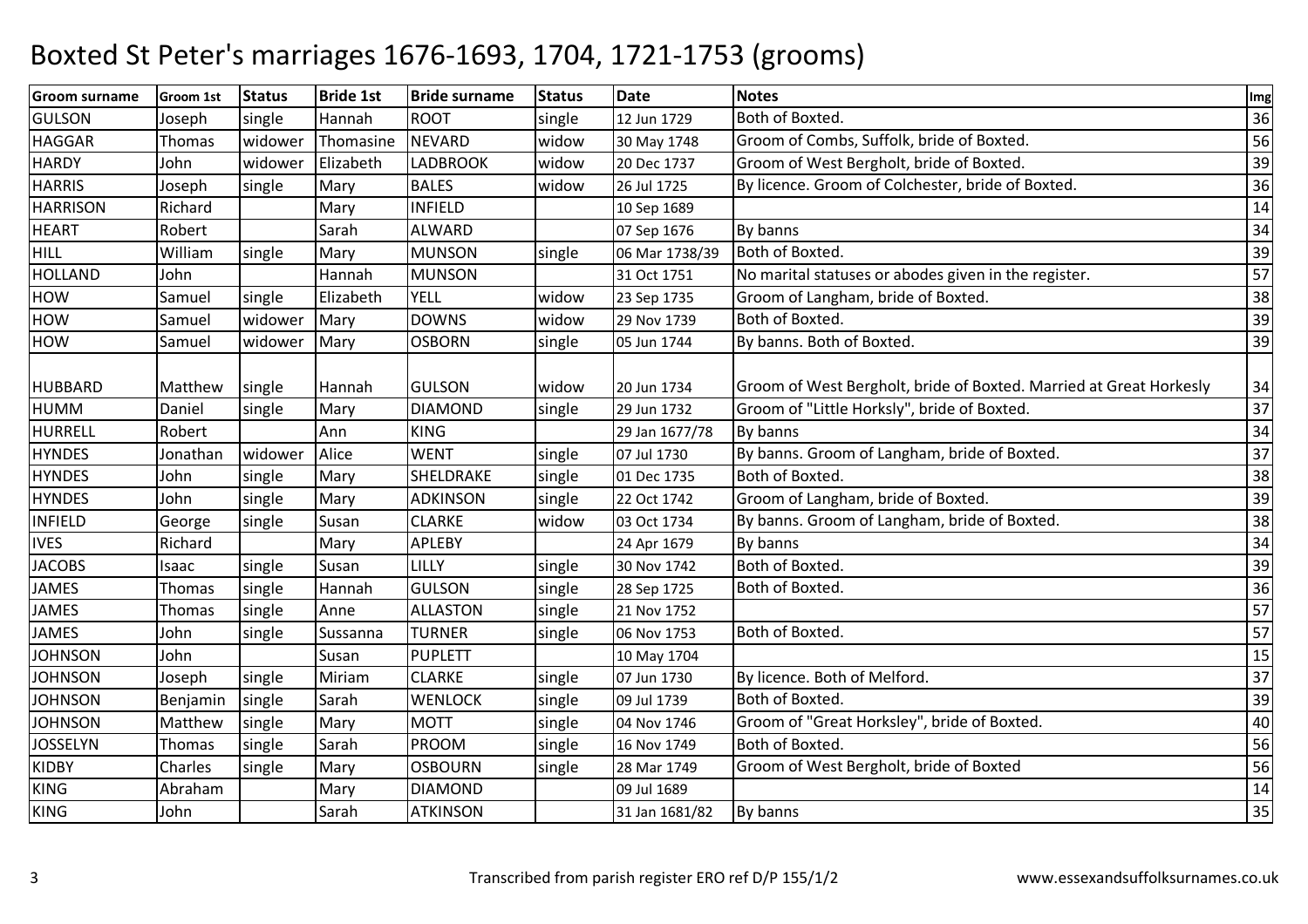# Boxted St Peter's marriages 1676-1693, 1704, 1721-1753 (grooms)

| Groom surname | Groom 1st | Status | Bride 1st | Bride surname | Status | Date | Notes | Img |
|---|---|---|---|---|---|---|---|---|
| GULSON | Joseph | single | Hannah | ROOT | single | 12 Jun 1729 | Both of Boxted. | 36 |
| HAGGAR | Thomas | widower | Thomasine | NEVARD | widow | 30 May 1748 | Groom of Combs, Suffolk, bride of Boxted. | 56 |
| HARDY | John | widower | Elizabeth | LADBROOK | widow | 20 Dec 1737 | Groom of West Bergholt, bride of Boxted. | 39 |
| HARRIS | Joseph | single | Mary | BALES | widow | 26 Jul 1725 | By licence. Groom of Colchester, bride of Boxted. | 36 |
| HARRISON | Richard | | Mary | INFIELD | | 10 Sep 1689 | | 14 |
| HEART | Robert | | Sarah | ALWARD | | 07 Sep 1676 | By banns | 34 |
| HILL | William | single | Mary | MUNSON | single | 06 Mar 1738/39 | Both of Boxted. | 39 |
| HOLLAND | John | | Hannah | MUNSON | | 31 Oct 1751 | No marital statuses or abodes given in the register. | 57 |
| HOW | Samuel | single | Elizabeth | YELL | widow | 23 Sep 1735 | Groom of Langham, bride of Boxted. | 38 |
| HOW | Samuel | widower | Mary | DOWNS | widow | 29 Nov 1739 | Both of Boxted. | 39 |
| HOW | Samuel | widower | Mary | OSBORN | single | 05 Jun 1744 | By banns. Both of Boxted. | 39 |
| HUBBARD | Matthew | single | Hannah | GULSON | widow | 20 Jun 1734 | Groom of West Bergholt, bride of Boxted. Married at Great Horkesly | 34 |
| HUMM | Daniel | single | Mary | DIAMOND | single | 29 Jun 1732 | Groom of "Little Horksly", bride of Boxted. | 37 |
| HURRELL | Robert | | Ann | KING | | 29 Jan 1677/78 | By banns | 34 |
| HYNDES | Jonathan | widower | Alice | WENT | single | 07 Jul 1730 | By banns. Groom of Langham, bride of Boxted. | 37 |
| HYNDES | John | single | Mary | SHELDRAKE | single | 01 Dec 1735 | Both of Boxted. | 38 |
| HYNDES | John | single | Mary | ADKINSON | single | 22 Oct 1742 | Groom of Langham, bride of Boxted. | 39 |
| INFIELD | George | single | Susan | CLARKE | widow | 03 Oct 1734 | By banns. Groom of Langham, bride of Boxted. | 38 |
| IVES | Richard | | Mary | APLEBY | | 24 Apr 1679 | By banns | 34 |
| JACOBS | Isaac | single | Susan | LILLY | single | 30 Nov 1742 | Both of Boxted. | 39 |
| JAMES | Thomas | single | Hannah | GULSON | single | 28 Sep 1725 | Both of Boxted. | 36 |
| JAMES | Thomas | single | Anne | ALLASTON | single | 21 Nov 1752 | | 57 |
| JAMES | John | single | Sussanna | TURNER | single | 06 Nov 1753 | Both of Boxted. | 57 |
| JOHNSON | John | | Susan | PUPLETT | | 10 May 1704 | | 15 |
| JOHNSON | Joseph | single | Miriam | CLARKE | single | 07 Jun 1730 | By licence. Both of Melford. | 37 |
| JOHNSON | Benjamin | single | Sarah | WENLOCK | single | 09 Jul 1739 | Both of Boxted. | 39 |
| JOHNSON | Matthew | single | Mary | MOTT | single | 04 Nov 1746 | Groom of "Great Horksley", bride of Boxted. | 40 |
| JOSSELYN | Thomas | single | Sarah | PROOM | single | 16 Nov 1749 | Both of Boxted. | 56 |
| KIDBY | Charles | single | Mary | OSBOURN | single | 28 Mar 1749 | Groom of West Bergholt, bride of Boxted | 56 |
| KING | Abraham | | Mary | DIAMOND | | 09 Jul 1689 | | 14 |
| KING | John | | Sarah | ATKINSON | | 31 Jan 1681/82 | By banns | 35 |

Transcribed from parish register ERO ref D/P 155/1/2 www.essexandsuffolksurnames.co.uk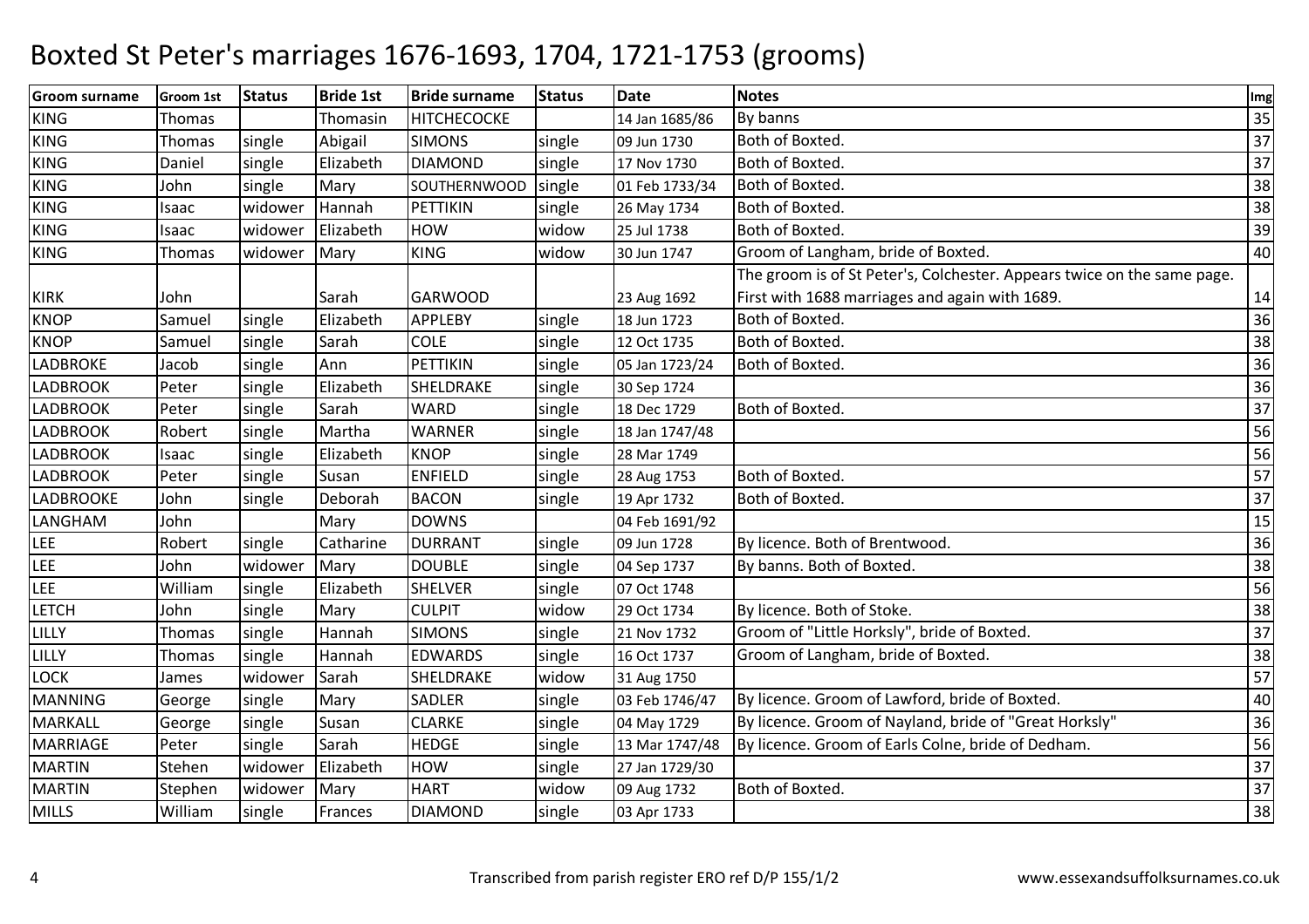# Boxted St Peter's marriages 1676-1693, 1704, 1721-1753 (grooms)

| Groom surname | Groom 1st | Status | Bride 1st | Bride surname | Status | Date | Notes | Img |
|---|---|---|---|---|---|---|---|---|
| KING | Thomas | | Thomasin | HITCHECOCKE | | 14 Jan 1685/86 | By banns | 35 |
| KING | Thomas | single | Abigail | SIMONS | single | 09 Jun 1730 | Both of Boxted. | 37 |
| KING | Daniel | single | Elizabeth | DIAMOND | single | 17 Nov 1730 | Both of Boxted. | 37 |
| KING | John | single | Mary | SOUTHERNWOOD | single | 01 Feb 1733/34 | Both of Boxted. | 38 |
| KING | Isaac | widower | Hannah | PETTIKIN | single | 26 May 1734 | Both of Boxted. | 38 |
| KING | Isaac | widower | Elizabeth | HOW | widow | 25 Jul 1738 | Both of Boxted. | 39 |
| KING | Thomas | widower | Mary | KING | widow | 30 Jun 1747 | Groom of Langham, bride of Boxted. | 40 |
| KIRK | John | | Sarah | GARWOOD | | 23 Aug 1692 | The groom is of St Peter's, Colchester. Appears twice on the same page. First with 1688 marriages and again with 1689. | 14 |
| KNOP | Samuel | single | Elizabeth | APPLEBY | single | 18 Jun 1723 | Both of Boxted. | 36 |
| KNOP | Samuel | single | Sarah | COLE | single | 12 Oct 1735 | Both of Boxted. | 38 |
| LADBROKE | Jacob | single | Ann | PETTIKIN | single | 05 Jan 1723/24 | Both of Boxted. | 36 |
| LADBROOK | Peter | single | Elizabeth | SHELDRAKE | single | 30 Sep 1724 | | 36 |
| LADBROOK | Peter | single | Sarah | WARD | single | 18 Dec 1729 | Both of Boxted. | 37 |
| LADBROOK | Robert | single | Martha | WARNER | single | 18 Jan 1747/48 | | 56 |
| LADBROOK | Isaac | single | Elizabeth | KNOP | single | 28 Mar 1749 | | 56 |
| LADBROOK | Peter | single | Susan | ENFIELD | single | 28 Aug 1753 | Both of Boxted. | 57 |
| LADBROOKE | John | single | Deborah | BACON | single | 19 Apr 1732 | Both of Boxted. | 37 |
| LANGHAM | John | | Mary | DOWNS | | 04 Feb 1691/92 | | 15 |
| LEE | Robert | single | Catharine | DURRANT | single | 09 Jun 1728 | By licence. Both of Brentwood. | 36 |
| LEE | John | widower | Mary | DOUBLE | single | 04 Sep 1737 | By banns. Both of Boxted. | 38 |
| LEE | William | single | Elizabeth | SHELVER | single | 07 Oct 1748 | | 56 |
| LETCH | John | single | Mary | CULPIT | widow | 29 Oct 1734 | By licence. Both of Stoke. | 38 |
| LILLY | Thomas | single | Hannah | SIMONS | single | 21 Nov 1732 | Groom of "Little Horksly", bride of Boxted. | 37 |
| LILLY | Thomas | single | Hannah | EDWARDS | single | 16 Oct 1737 | Groom of Langham, bride of Boxted. | 38 |
| LOCK | James | widower | Sarah | SHELDRAKE | widow | 31 Aug 1750 | | 57 |
| MANNING | George | single | Mary | SADLER | single | 03 Feb 1746/47 | By licence. Groom of Lawford, bride of Boxted. | 40 |
| MARKALL | George | single | Susan | CLARKE | single | 04 May 1729 | By licence. Groom of Nayland, bride of "Great Horksly" | 36 |
| MARRIAGE | Peter | single | Sarah | HEDGE | single | 13 Mar 1747/48 | By licence. Groom of Earls Colne, bride of Dedham. | 56 |
| MARTIN | Stehen | widower | Elizabeth | HOW | single | 27 Jan 1729/30 | | 37 |
| MARTIN | Stephen | widower | Mary | HART | widow | 09 Aug 1732 | Both of Boxted. | 37 |
| MILLS | William | single | Frances | DIAMOND | single | 03 Apr 1733 | | 38 |

Transcribed from parish register ERO ref D/P 155/1/2

www.essexandsuffolksurnames.co.uk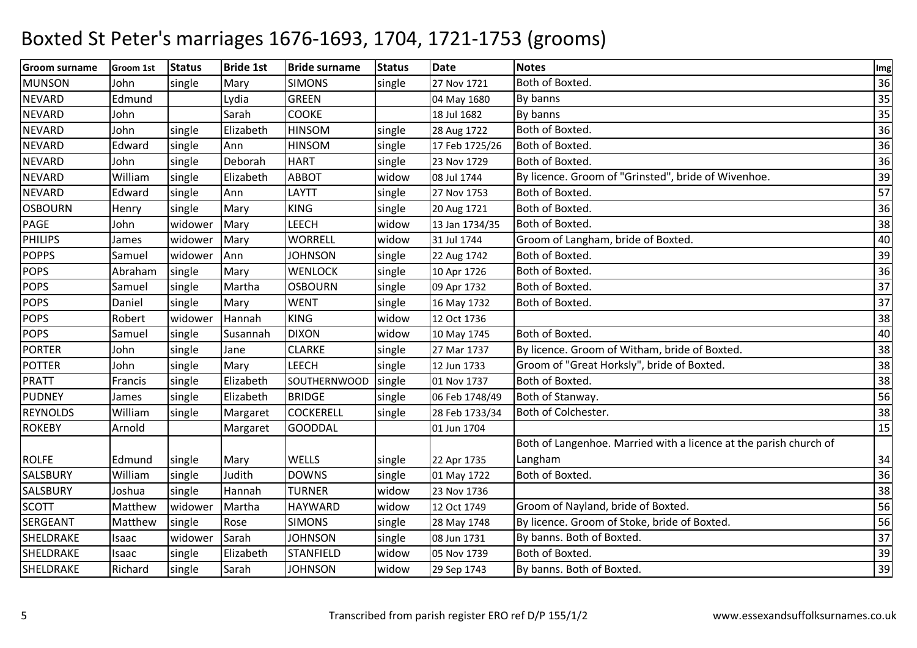# Boxted St Peter's marriages 1676-1693, 1704, 1721-1753 (grooms)

| Groom surname | Groom 1st | Status | Bride 1st | Bride surname | Status | Date | Notes | Img |
|---|---|---|---|---|---|---|---|---|
| MUNSON | John | single | Mary | SIMONS | single | 27 Nov 1721 | Both of Boxted. | 36 |
| NEVARD | Edmund | | Lydia | GREEN | | 04 May 1680 | By banns | 35 |
| NEVARD | John | | Sarah | COOKE | | 18 Jul 1682 | By banns | 35 |
| NEVARD | John | single | Elizabeth | HINSOM | single | 28 Aug 1722 | Both of Boxted. | 36 |
| NEVARD | Edward | single | Ann | HINSOM | single | 17 Feb 1725/26 | Both of Boxted. | 36 |
| NEVARD | John | single | Deborah | HART | single | 23 Nov 1729 | Both of Boxted. | 36 |
| NEVARD | William | single | Elizabeth | ABBOT | widow | 08 Jul 1744 | By licence. Groom of "Grinsted", bride of Wivenhoe. | 39 |
| NEVARD | Edward | single | Ann | LAYTT | single | 27 Nov 1753 | Both of Boxted. | 57 |
| OSBOURN | Henry | single | Mary | KING | single | 20 Aug 1721 | Both of Boxted. | 36 |
| PAGE | John | widower | Mary | LEECH | widow | 13 Jan 1734/35 | Both of Boxted. | 38 |
| PHILIPS | James | widower | Mary | WORRELL | widow | 31 Jul 1744 | Groom of Langham, bride of Boxted. | 40 |
| POPPS | Samuel | widower | Ann | JOHNSON | single | 22 Aug 1742 | Both of Boxted. | 39 |
| POPS | Abraham | single | Mary | WENLOCK | single | 10 Apr 1726 | Both of Boxted. | 36 |
| POPS | Samuel | single | Martha | OSBOURN | single | 09 Apr 1732 | Both of Boxted. | 37 |
| POPS | Daniel | single | Mary | WENT | single | 16 May 1732 | Both of Boxted. | 37 |
| POPS | Robert | widower | Hannah | KING | widow | 12 Oct 1736 | | 38 |
| POPS | Samuel | single | Susannah | DIXON | widow | 10 May 1745 | Both of Boxted. | 40 |
| PORTER | John | single | Jane | CLARKE | single | 27 Mar 1737 | By licence. Groom of Witham, bride of Boxted. | 38 |
| POTTER | John | single | Mary | LEECH | single | 12 Jun 1733 | Groom of "Great Horksly", bride of Boxted. | 38 |
| PRATT | Francis | single | Elizabeth | SOUTHERNWOOD | single | 01 Nov 1737 | Both of Boxted. | 38 |
| PUDNEY | James | single | Elizabeth | BRIDGE | single | 06 Feb 1748/49 | Both of Stanway. | 56 |
| REYNOLDS | William | single | Margaret | COCKERELL | single | 28 Feb 1733/34 | Both of Colchester. | 38 |
| ROKEBY | Arnold | | Margaret | GOODDAL | | 01 Jun 1704 | | 15 |
| ROLFE | Edmund | single | Mary | WELLS | single | 22 Apr 1735 | Both of Langenhoe. Married with a licence at the parish church of Langham | 34 |
| SALSBURY | William | single | Judith | DOWNS | single | 01 May 1722 | Both of Boxted. | 36 |
| SALSBURY | Joshua | single | Hannah | TURNER | widow | 23 Nov 1736 | | 38 |
| SCOTT | Matthew | widower | Martha | HAYWARD | widow | 12 Oct 1749 | Groom of Nayland, bride of Boxted. | 56 |
| SERGEANT | Matthew | single | Rose | SIMONS | single | 28 May 1748 | By licence. Groom of Stoke, bride of Boxted. | 56 |
| SHELDRAKE | Isaac | widower | Sarah | JOHNSON | single | 08 Jun 1731 | By banns. Both of Boxted. | 37 |
| SHELDRAKE | Isaac | single | Elizabeth | STANFIELD | widow | 05 Nov 1739 | Both of Boxted. | 39 |
| SHELDRAKE | Richard | single | Sarah | JOHNSON | widow | 29 Sep 1743 | By banns. Both of Boxted. | 39 |

Transcribed from parish register ERO ref D/P 155/1/2

www.essexandsuffolksurnames.co.uk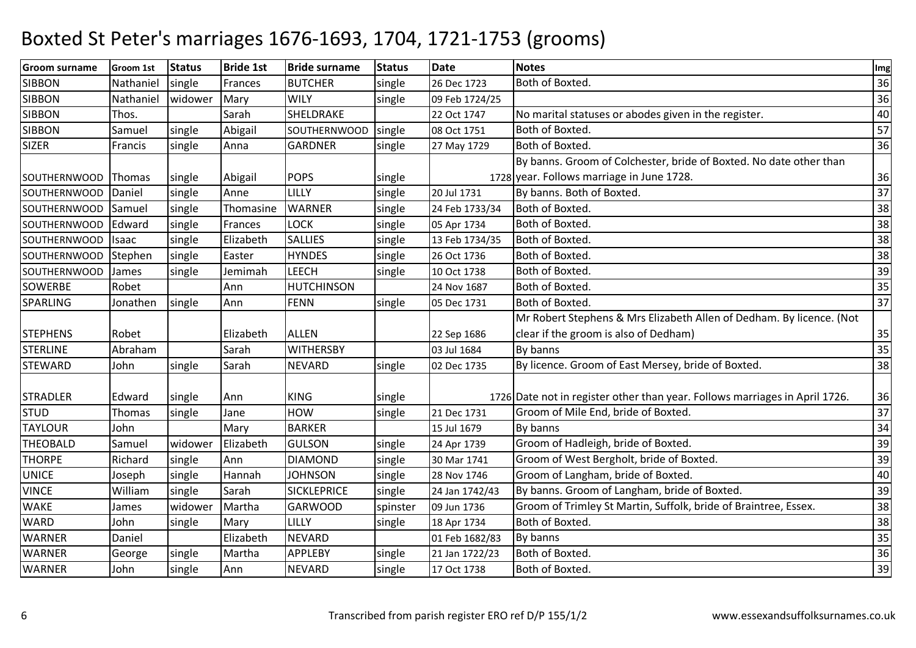# Boxted St Peter's marriages 1676-1693, 1704, 1721-1753 (grooms)

| Groom surname | Groom 1st | Status | Bride 1st | Bride surname | Status | Date | Notes | Img |
|---|---|---|---|---|---|---|---|---|
| SIBBON | Nathaniel | single | Frances | BUTCHER | single | 26 Dec 1723 | Both of Boxted. | 36 |
| SIBBON | Nathaniel | widower | Mary | WILY | single | 09 Feb 1724/25 | | 36 |
| SIBBON | Thos. | | Sarah | SHELDRAKE | | 22 Oct 1747 | No marital statuses or abodes given in the register. | 40 |
| SIBBON | Samuel | single | Abigail | SOUTHERNWOOD | single | 08 Oct 1751 | Both of Boxted. | 57 |
| SIZER | Francis | single | Anna | GARDNER | single | 27 May 1729 | Both of Boxted. | 36 |
| SOUTHERNWOOD | Thomas | single | Abigail | POPS | single | 1728 | By banns. Groom of Colchester, bride of Boxted. No date other than year. Follows marriage in June 1728. | 36 |
| SOUTHERNWOOD | Daniel | single | Anne | LILLY | single | 20 Jul 1731 | By banns. Both of Boxted. | 37 |
| SOUTHERNWOOD | Samuel | single | Thomasine | WARNER | single | 24 Feb 1733/34 | Both of Boxted. | 38 |
| SOUTHERNWOOD | Edward | single | Frances | LOCK | single | 05 Apr 1734 | Both of Boxted. | 38 |
| SOUTHERNWOOD | Isaac | single | Elizabeth | SALLIES | single | 13 Feb 1734/35 | Both of Boxted. | 38 |
| SOUTHERNWOOD | Stephen | single | Easter | HYNDES | single | 26 Oct 1736 | Both of Boxted. | 38 |
| SOUTHERNWOOD | James | single | Jemimah | LEECH | single | 10 Oct 1738 | Both of Boxted. | 39 |
| SOWERBE | Robet | | Ann | HUTCHINSON | | 24 Nov 1687 | Both of Boxted. | 35 |
| SPARLING | Jonathen | single | Ann | FENN | single | 05 Dec 1731 | Both of Boxted. | 37 |
| STEPHENS | Robet | | Elizabeth | ALLEN | | 22 Sep 1686 | Mr Robert Stephens & Mrs Elizabeth Allen of Dedham. By licence. (Not clear if the groom is also of Dedham) | 35 |
| STERLINE | Abraham | | Sarah | WITHERSBY | | 03 Jul 1684 | By banns | 35 |
| STEWARD | John | single | Sarah | NEVARD | single | 02 Dec 1735 | By licence. Groom of East Mersey, bride of Boxted. | 38 |
| STRADLER | Edward | single | Ann | KING | single | 1726 | Date not in register other than year. Follows marriages in April 1726. | 36 |
| STUD | Thomas | single | Jane | HOW | single | 21 Dec 1731 | Groom of Mile End, bride of Boxted. | 37 |
| TAYLOUR | John | | Mary | BARKER | | 15 Jul 1679 | By banns | 34 |
| THEOBALD | Samuel | widower | Elizabeth | GULSON | single | 24 Apr 1739 | Groom of Hadleigh, bride of Boxted. | 39 |
| THORPE | Richard | single | Ann | DIAMOND | single | 30 Mar 1741 | Groom of West Bergholt, bride of Boxted. | 39 |
| UNICE | Joseph | single | Hannah | JOHNSON | single | 28 Nov 1746 | Groom of Langham, bride of Boxted. | 40 |
| VINCE | William | single | Sarah | SICKLEPRICE | single | 24 Jan 1742/43 | By banns. Groom of Langham, bride of Boxted. | 39 |
| WAKE | James | widower | Martha | GARWOOD | spinster | 09 Jun 1736 | Groom of Trimley St Martin, Suffolk, bride of Braintree, Essex. | 38 |
| WARD | John | single | Mary | LILLY | single | 18 Apr 1734 | Both of Boxted. | 38 |
| WARNER | Daniel | | Elizabeth | NEVARD | | 01 Feb 1682/83 | By banns | 35 |
| WARNER | George | single | Martha | APPLEBY | single | 21 Jan 1722/23 | Both of Boxted. | 36 |
| WARNER | John | single | Ann | NEVARD | single | 17 Oct 1738 | Both of Boxted. | 39 |

Transcribed from parish register ERO ref D/P 155/1/2

www.essexandsuffolksurnames.co.uk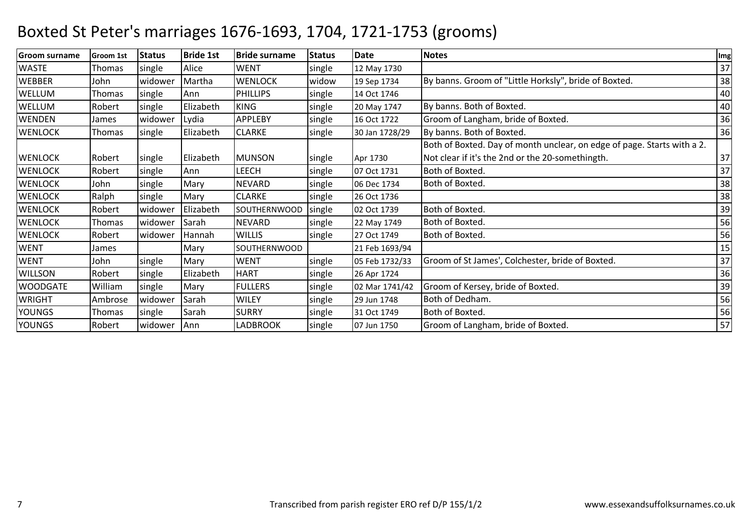# Boxted St Peter's marriages 1676-1693, 1704, 1721-1753 (grooms)

| Groom surname | Groom 1st | Status | Bride 1st | Bride surname | Status | Date | Notes | Img |
|---|---|---|---|---|---|---|---|---|
| WASTE | Thomas | single | Alice | WENT | single | 12 May 1730 | | 37 |
| WEBBER | John | widower | Martha | WENLOCK | widow | 19 Sep 1734 | By banns. Groom of "Little Horksly", bride of Boxted. | 38 |
| WELLUM | Thomas | single | Ann | PHILLIPS | single | 14 Oct 1746 | | 40 |
| WELLUM | Robert | single | Elizabeth | KING | single | 20 May 1747 | By banns. Both of Boxted. | 40 |
| WENDEN | James | widower | Lydia | APPLEBY | single | 16 Oct 1722 | Groom of Langham, bride of Boxted. | 36 |
| WENLOCK | Thomas | single | Elizabeth | CLARKE | single | 30 Jan 1728/29 | By banns. Both of Boxted. | 36 |
| WENLOCK | Robert | single | Elizabeth | MUNSON | single | Apr 1730 | Both of Boxted. Day of month unclear, on edge of page. Starts with a 2. Not clear if it's the 2nd or the 20-somethingth. | 37 |
| WENLOCK | Robert | single | Ann | LEECH | single | 07 Oct 1731 | Both of Boxted. | 37 |
| WENLOCK | John | single | Mary | NEVARD | single | 06 Dec 1734 | Both of Boxted. | 38 |
| WENLOCK | Ralph | single | Mary | CLARKE | single | 26 Oct 1736 | | 38 |
| WENLOCK | Robert | widower | Elizabeth | SOUTHERNWOOD | single | 02 Oct 1739 | Both of Boxted. | 39 |
| WENLOCK | Thomas | widower | Sarah | NEVARD | single | 22 May 1749 | Both of Boxted. | 56 |
| WENLOCK | Robert | widower | Hannah | WILLIS | single | 27 Oct 1749 | Both of Boxted. | 56 |
| WENT | James | | Mary | SOUTHERNWOOD | | 21 Feb 1693/94 | | 15 |
| WENT | John | single | Mary | WENT | single | 05 Feb 1732/33 | Groom of St James', Colchester, bride of Boxted. | 37 |
| WILLSON | Robert | single | Elizabeth | HART | single | 26 Apr 1724 | | 36 |
| WOODGATE | William | single | Mary | FULLERS | single | 02 Mar 1741/42 | Groom of Kersey, bride of Boxted. | 39 |
| WRIGHT | Ambrose | widower | Sarah | WILEY | single | 29 Jun 1748 | Both of Dedham. | 56 |
| YOUNGS | Thomas | single | Sarah | SURRY | single | 31 Oct 1749 | Both of Boxted. | 56 |
| YOUNGS | Robert | widower | Ann | LADBROOK | single | 07 Jun 1750 | Groom of Langham, bride of Boxted. | 57 |

Transcribed from parish register ERO ref D/P 155/1/2

www.essexandsuffolksurnames.co.uk